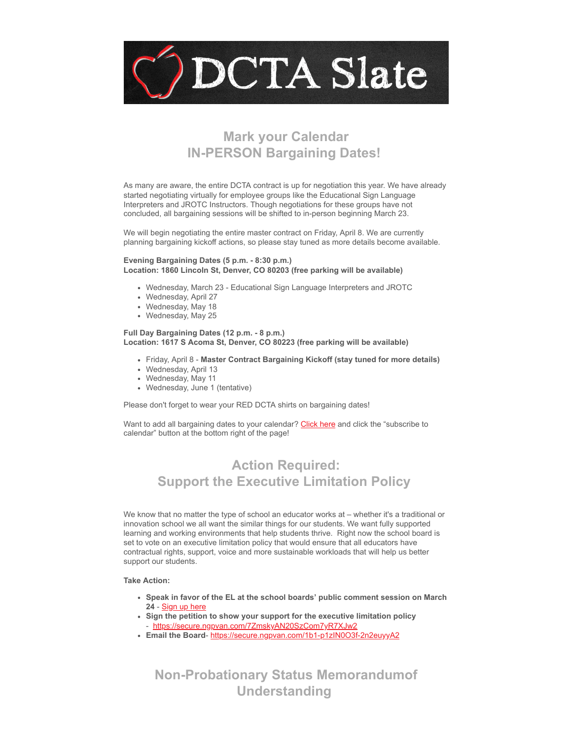# DCTA Slate

## Mark your Calendar
## IN-PERSON Bargaining Dates!

As many are aware, the entire DCTA contract is up for negotiation this year. We have already started negotiating virtually for employee groups like the Educational Sign Language Interpreters and JROTC Instructors. Though negotiations for these groups have not concluded, all bargaining sessions will be shifted to in-person beginning March 23.

We will begin negotiating the entire master contract on Friday, April 8. We are currently planning bargaining kickoff actions, so please stay tuned as more details become available.

**Evening Bargaining Dates (5 p.m. - 8:30 p.m.)**
**Location: 1860 Lincoln St, Denver, CO 80203 (free parking will be available)**

- Wednesday, March 23 - Educational Sign Language Interpreters and JROTC
- Wednesday, April 27
- Wednesday, May 18
- Wednesday, May 25

**Full Day Bargaining Dates (12 p.m. - 8 p.m.)**
**Location: 1617 S Acoma St, Denver, CO 80223 (free parking will be available)**

- Friday, April 8 - **Master Contract Bargaining Kickoff (stay tuned for more details)**
- Wednesday, April 13
- Wednesday, May 11
- Wednesday, June 1 (tentative)

Please don't forget to wear your RED DCTA shirts on bargaining dates!

Want to add all bargaining dates to your calendar? Click here and click the "subscribe to calendar" button at the bottom right of the page!

## Action Required:
## Support the Executive Limitation Policy

We know that no matter the type of school an educator works at – whether it's a traditional or innovation school we all want the similar things for our students. We want fully supported learning and working environments that help students thrive. Right now the school board is set to vote on an executive limitation policy that would ensure that all educators have contractual rights, support, voice and more sustainable workloads that will help us better support our students.

**Take Action:**

- **Speak in favor of the EL at the school boards' public comment session on March 24** - Sign up here
- **Sign the petition to show your support for the executive limitation policy** - https://secure.ngpvan.com/7ZmskyAN20SzCom7yR7XJw2
- **Email the Board**- https://secure.ngpvan.com/1b1-p1zIN0O3f-2n2euyyA2

## Non-Probationary Status Memorandumof Understanding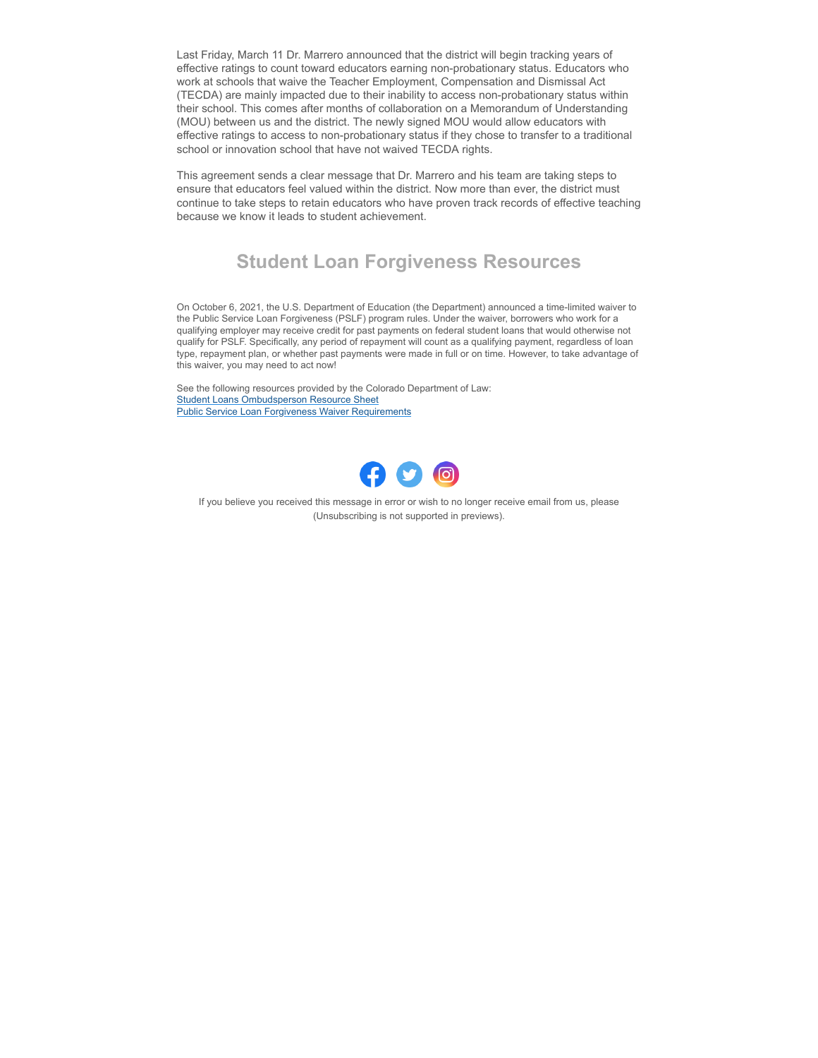Last Friday, March 11 Dr. Marrero announced that the district will begin tracking years of effective ratings to count toward educators earning non-probationary status. Educators who work at schools that waive the Teacher Employment, Compensation and Dismissal Act (TECDA) are mainly impacted due to their inability to access non-probationary status within their school. This comes after months of collaboration on a Memorandum of Understanding (MOU) between us and the district. The newly signed MOU would allow educators with effective ratings to access to non-probationary status if they chose to transfer to a traditional school or innovation school that have not waived TECDA rights.

This agreement sends a clear message that Dr. Marrero and his team are taking steps to ensure that educators feel valued within the district. Now more than ever, the district must continue to take steps to retain educators who have proven track records of effective teaching because we know it leads to student achievement.

## Student Loan Forgiveness Resources

On October 6, 2021, the U.S. Department of Education (the Department) announced a time-limited waiver to the Public Service Loan Forgiveness (PSLF) program rules. Under the waiver, borrowers who work for a qualifying employer may receive credit for past payments on federal student loans that would otherwise not qualify for PSLF. Specifically, any period of repayment will count as a qualifying payment, regardless of loan type, repayment plan, or whether past payments were made in full or on time. However, to take advantage of this waiver, you may need to act now!

See the following resources provided by the Colorado Department of Law:
Student Loans Ombudsperson Resource Sheet
Public Service Loan Forgiveness Waiver Requirements

If you believe you received this message in error or wish to no longer receive email from us, please (Unsubscribing is not supported in previews).